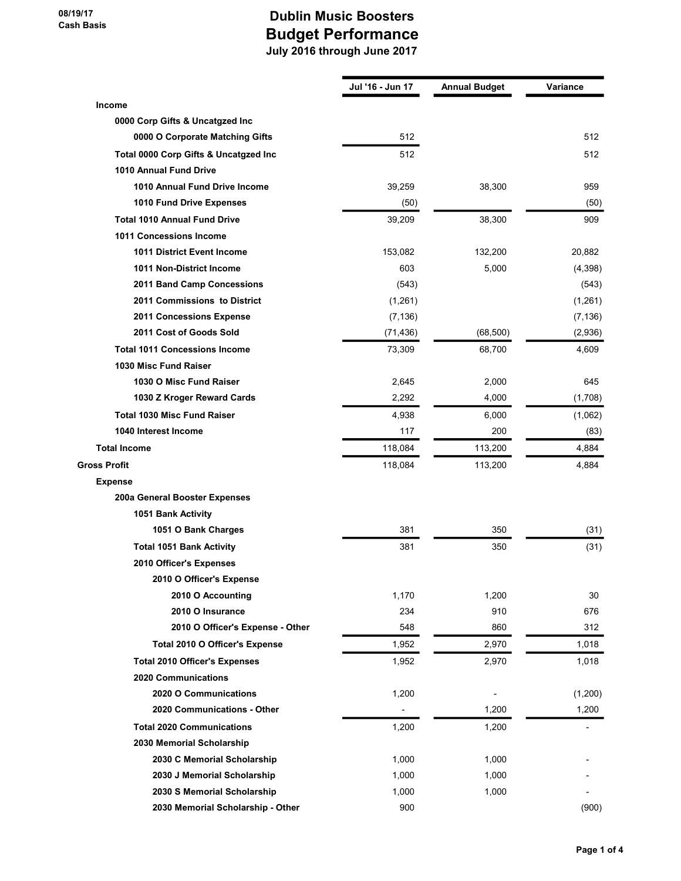08/19/17
Cash Basis

# Dublin Music Boosters
## Budget Performance
### July 2016 through June 2017

| | Jul '16 - Jun 17 | Annual Budget | Variance |
|---|---|---|---|
| **Income** | | | |
| **0000 Corp Gifts & Uncatgzed Inc** | | | |
| **0000 O Corporate Matching Gifts** | 512 | | 512 |
| **Total 0000 Corp Gifts & Uncatgzed Inc** | 512 | | 512 |
| **1010 Annual Fund Drive** | | | |
| **1010 Annual Fund Drive Income** | 39,259 | 38,300 | 959 |
| **1010 Fund Drive Expenses** | (50) | | (50) |
| **Total 1010 Annual Fund Drive** | 39,209 | 38,300 | 909 |
| **1011 Concessions Income** | | | |
| **1011 District Event Income** | 153,082 | 132,200 | 20,882 |
| **1011 Non-District Income** | 603 | 5,000 | (4,398) |
| **2011 Band Camp Concessions** | (543) | | (543) |
| **2011 Commissions to District** | (1,261) | | (1,261) |
| **2011 Concessions Expense** | (7,136) | | (7,136) |
| **2011 Cost of Goods Sold** | (71,436) | (68,500) | (2,936) |
| **Total 1011 Concessions Income** | 73,309 | 68,700 | 4,609 |
| **1030 Misc Fund Raiser** | | | |
| **1030 O Misc Fund Raiser** | 2,645 | 2,000 | 645 |
| **1030 Z Kroger Reward Cards** | 2,292 | 4,000 | (1,708) |
| **Total 1030 Misc Fund Raiser** | 4,938 | 6,000 | (1,062) |
| **1040 Interest Income** | 117 | 200 | (83) |
| **Total Income** | 118,084 | 113,200 | 4,884 |
| **Gross Profit** | 118,084 | 113,200 | 4,884 |
| **Expense** | | | |
| **200a General Booster Expenses** | | | |
| **1051 Bank Activity** | | | |
| **1051 O Bank Charges** | 381 | 350 | (31) |
| **Total 1051 Bank Activity** | 381 | 350 | (31) |
| **2010 Officer's Expenses** | | | |
| **2010 O Officer's Expense** | | | |
| **2010 O Accounting** | 1,170 | 1,200 | 30 |
| **2010 O Insurance** | 234 | 910 | 676 |
| **2010 O Officer's Expense - Other** | 548 | 860 | 312 |
| **Total 2010 O Officer's Expense** | 1,952 | 2,970 | 1,018 |
| **Total 2010 Officer's Expenses** | 1,952 | 2,970 | 1,018 |
| **2020 Communications** | | | |
| **2020 O Communications** | 1,200 | - | (1,200) |
| **2020 Communications - Other** | - | 1,200 | 1,200 |
| **Total 2020 Communications** | 1,200 | 1,200 | - |
| **2030 Memorial Scholarship** | | | |
| **2030 C Memorial Scholarship** | 1,000 | 1,000 | - |
| **2030 J Memorial Scholarship** | 1,000 | 1,000 | - |
| **2030 S Memorial Scholarship** | 1,000 | 1,000 | - |
| **2030 Memorial Scholarship - Other** | 900 | | (900) |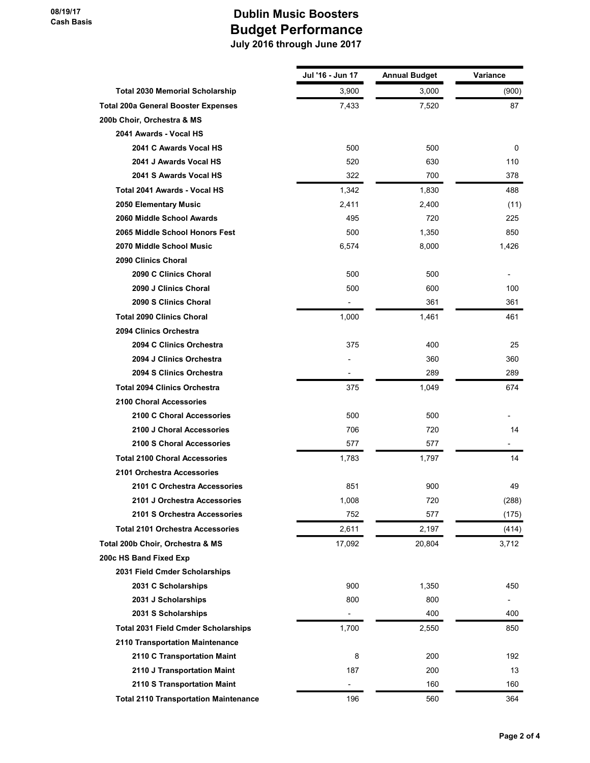08/19/17
Cash Basis

# Dublin Music Boosters
## Budget Performance
### July 2016 through June 2017

| | Jul '16 - Jun 17 | Annual Budget | Variance |
|---|---|---|---|
| **Total 2030 Memorial Scholarship** | 3,900 | 3,000 | (900) |
| **Total 200a General Booster Expenses** | 7,433 | 7,520 | 87 |
| **200b Choir, Orchestra & MS** | | | |
| **2041 Awards - Vocal HS** | | | |
| **2041 C Awards Vocal HS** | 500 | 500 | 0 |
| **2041 J Awards Vocal HS** | 520 | 630 | 110 |
| **2041 S Awards Vocal HS** | 322 | 700 | 378 |
| **Total 2041 Awards - Vocal HS** | 1,342 | 1,830 | 488 |
| **2050 Elementary Music** | 2,411 | 2,400 | (11) |
| **2060 Middle School Awards** | 495 | 720 | 225 |
| **2065 Middle School Honors Fest** | 500 | 1,350 | 850 |
| **2070 Middle School Music** | 6,574 | 8,000 | 1,426 |
| **2090 Clinics Choral** | | | |
| **2090 C Clinics Choral** | 500 | 500 | - |
| **2090 J Clinics Choral** | 500 | 600 | 100 |
| **2090 S Clinics Choral** | - | 361 | 361 |
| **Total 2090 Clinics Choral** | 1,000 | 1,461 | 461 |
| **2094 Clinics Orchestra** | | | |
| **2094 C Clinics Orchestra** | 375 | 400 | 25 |
| **2094 J Clinics Orchestra** | - | 360 | 360 |
| **2094 S Clinics Orchestra** | - | 289 | 289 |
| **Total 2094 Clinics Orchestra** | 375 | 1,049 | 674 |
| **2100 Choral Accessories** | | | |
| **2100 C Choral Accessories** | 500 | 500 | - |
| **2100 J Choral Accessories** | 706 | 720 | 14 |
| **2100 S Choral Accessories** | 577 | 577 | - |
| **Total 2100 Choral Accessories** | 1,783 | 1,797 | 14 |
| **2101 Orchestra Accessories** | | | |
| **2101 C Orchestra Accessories** | 851 | 900 | 49 |
| **2101 J Orchestra Accessories** | 1,008 | 720 | (288) |
| **2101 S Orchestra Accessories** | 752 | 577 | (175) |
| **Total 2101 Orchestra Accessories** | 2,611 | 2,197 | (414) |
| **Total 200b Choir, Orchestra & MS** | 17,092 | 20,804 | 3,712 |
| **200c HS Band Fixed Exp** | | | |
| **2031 Field Cmder Scholarships** | | | |
| **2031 C Scholarships** | 900 | 1,350 | 450 |
| **2031 J Scholarships** | 800 | 800 | - |
| **2031 S Scholarships** | - | 400 | 400 |
| **Total 2031 Field Cmder Scholarships** | 1,700 | 2,550 | 850 |
| **2110 Transportation Maintenance** | | | |
| **2110 C Transportation Maint** | 8 | 200 | 192 |
| **2110 J Transportation Maint** | 187 | 200 | 13 |
| **2110 S Transportation Maint** | - | 160 | 160 |
| **Total 2110 Transportation Maintenance** | 196 | 560 | 364 |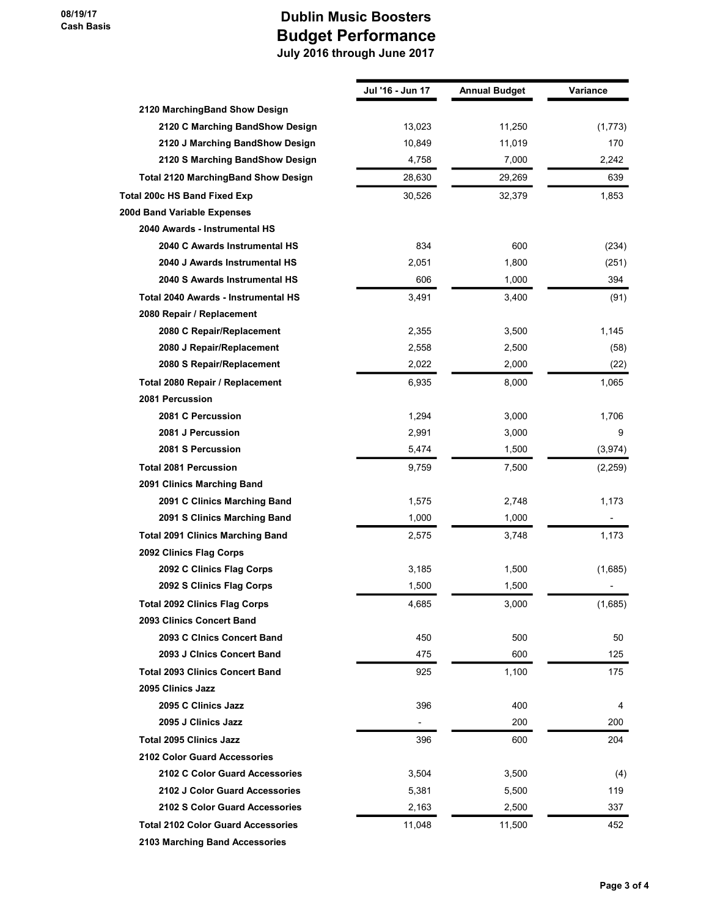# Dublin Music Boosters
## Budget Performance
### July 2016 through June 2017

08/19/17
Cash Basis

| | Jul '16 - Jun 17 | Annual Budget | Variance |
|---|---|---|---|
| **2120 MarchingBand Show Design** | | | |
| **2120 C Marching BandShow Design** | 13,023 | 11,250 | (1,773) |
| **2120 J Marching BandShow Design** | 10,849 | 11,019 | 170 |
| **2120 S Marching BandShow Design** | 4,758 | 7,000 | 2,242 |
| **Total 2120 MarchingBand Show Design** | 28,630 | 29,269 | 639 |
| **Total 200c HS Band Fixed Exp** | 30,526 | 32,379 | 1,853 |
| **200d Band Variable Expenses** | | | |
| **2040 Awards - Instrumental HS** | | | |
| **2040 C Awards Instrumental HS** | 834 | 600 | (234) |
| **2040 J Awards Instrumental HS** | 2,051 | 1,800 | (251) |
| **2040 S Awards Instrumental HS** | 606 | 1,000 | 394 |
| **Total 2040 Awards - Instrumental HS** | 3,491 | 3,400 | (91) |
| **2080 Repair / Replacement** | | | |
| **2080 C Repair/Replacement** | 2,355 | 3,500 | 1,145 |
| **2080 J Repair/Replacement** | 2,558 | 2,500 | (58) |
| **2080 S Repair/Replacement** | 2,022 | 2,000 | (22) |
| **Total 2080 Repair / Replacement** | 6,935 | 8,000 | 1,065 |
| **2081 Percussion** | | | |
| **2081 C Percussion** | 1,294 | 3,000 | 1,706 |
| **2081 J Percussion** | 2,991 | 3,000 | 9 |
| **2081 S Percussion** | 5,474 | 1,500 | (3,974) |
| **Total 2081 Percussion** | 9,759 | 7,500 | (2,259) |
| **2091 Clinics Marching Band** | | | |
| **2091 C Clinics Marching Band** | 1,575 | 2,748 | 1,173 |
| **2091 S Clinics Marching Band** | 1,000 | 1,000 | - |
| **Total 2091 Clinics Marching Band** | 2,575 | 3,748 | 1,173 |
| **2092 Clinics Flag Corps** | | | |
| **2092 C Clinics Flag Corps** | 3,185 | 1,500 | (1,685) |
| **2092 S Clinics Flag Corps** | 1,500 | 1,500 | - |
| **Total 2092 Clinics Flag Corps** | 4,685 | 3,000 | (1,685) |
| **2093 Clinics Concert Band** | | | |
| **2093 C Clnics Concert Band** | 450 | 500 | 50 |
| **2093 J Clnics Concert Band** | 475 | 600 | 125 |
| **Total 2093 Clinics Concert Band** | 925 | 1,100 | 175 |
| **2095 Clinics Jazz** | | | |
| **2095 C Clinics Jazz** | 396 | 400 | 4 |
| **2095 J Clinics Jazz** | - | 200 | 200 |
| **Total 2095 Clinics Jazz** | 396 | 600 | 204 |
| **2102 Color Guard Accessories** | | | |
| **2102 C Color Guard Accessories** | 3,504 | 3,500 | (4) |
| **2102 J Color Guard Accessories** | 5,381 | 5,500 | 119 |
| **2102 S Color Guard Accessories** | 2,163 | 2,500 | 337 |
| **Total 2102 Color Guard Accessories** | 11,048 | 11,500 | 452 |
| **2103 Marching Band Accessories** | | | |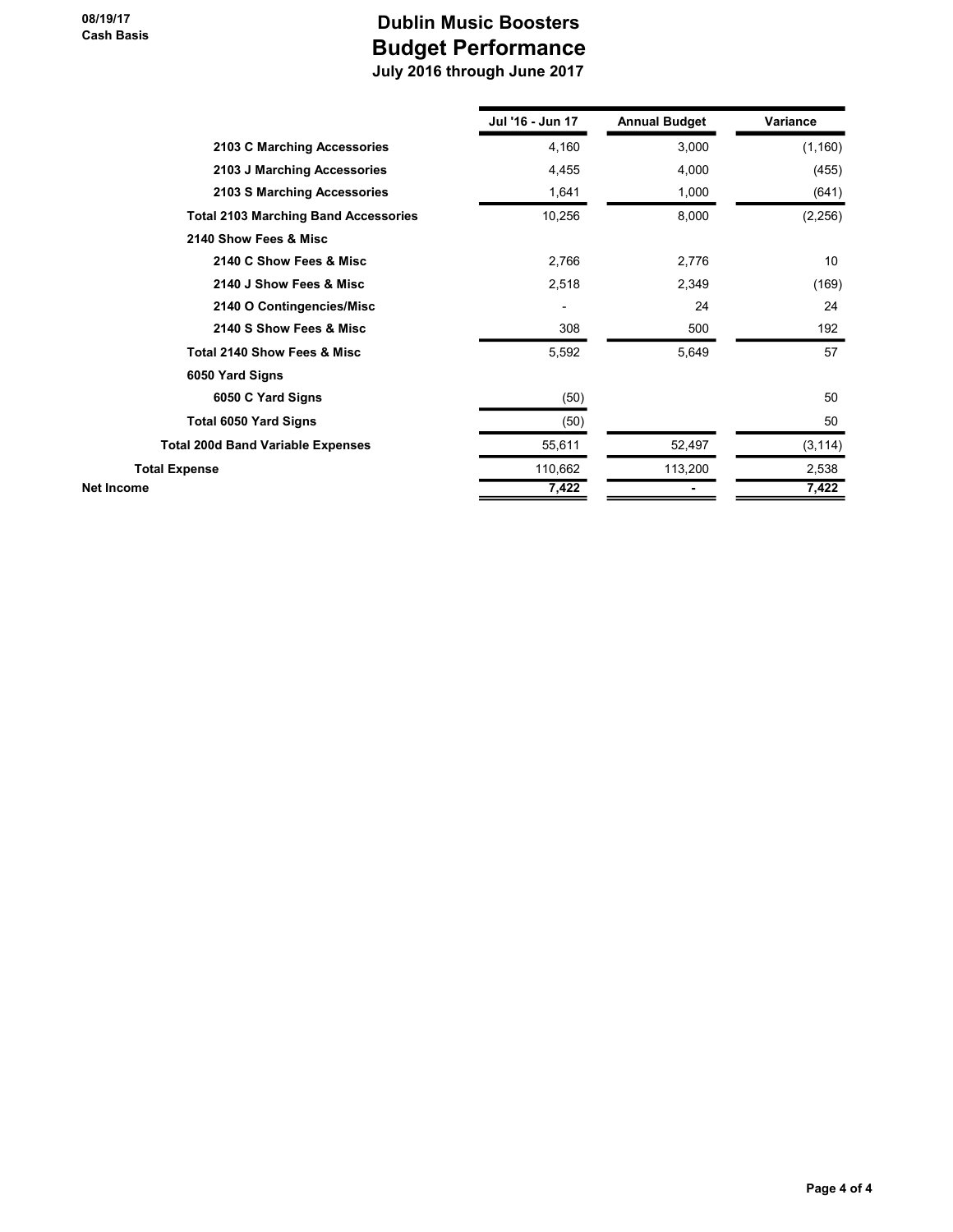08/19/17
Cash Basis

# Dublin Music Boosters
## Budget Performance
### July 2016 through June 2017

| | Jul '16 - Jun 17 | Annual Budget | Variance |
|---|---|---|---|
| **2103 C Marching Accessories** | 4,160 | 3,000 | (1,160) |
| **2103 J Marching Accessories** | 4,455 | 4,000 | (455) |
| **2103 S Marching Accessories** | 1,641 | 1,000 | (641) |
| **Total 2103 Marching Band Accessories** | 10,256 | 8,000 | (2,256) |
| **2140 Show Fees & Misc** | | | |
| **2140 C Show Fees & Misc** | 2,766 | 2,776 | 10 |
| **2140 J Show Fees & Misc** | 2,518 | 2,349 | (169) |
| **2140 O Contingencies/Misc** | - | 24 | 24 |
| **2140 S Show Fees & Misc** | 308 | 500 | 192 |
| **Total 2140 Show Fees & Misc** | 5,592 | 5,649 | 57 |
| **6050 Yard Signs** | | | |
| **6050 C Yard Signs** | (50) | | 50 |
| **Total 6050 Yard Signs** | (50) | | 50 |
| **Total 200d Band Variable Expenses** | 55,611 | 52,497 | (3,114) |
| **Total Expense** | 110,662 | 113,200 | 2,538 |
| **Net Income** | 7,422 | - | 7,422 |